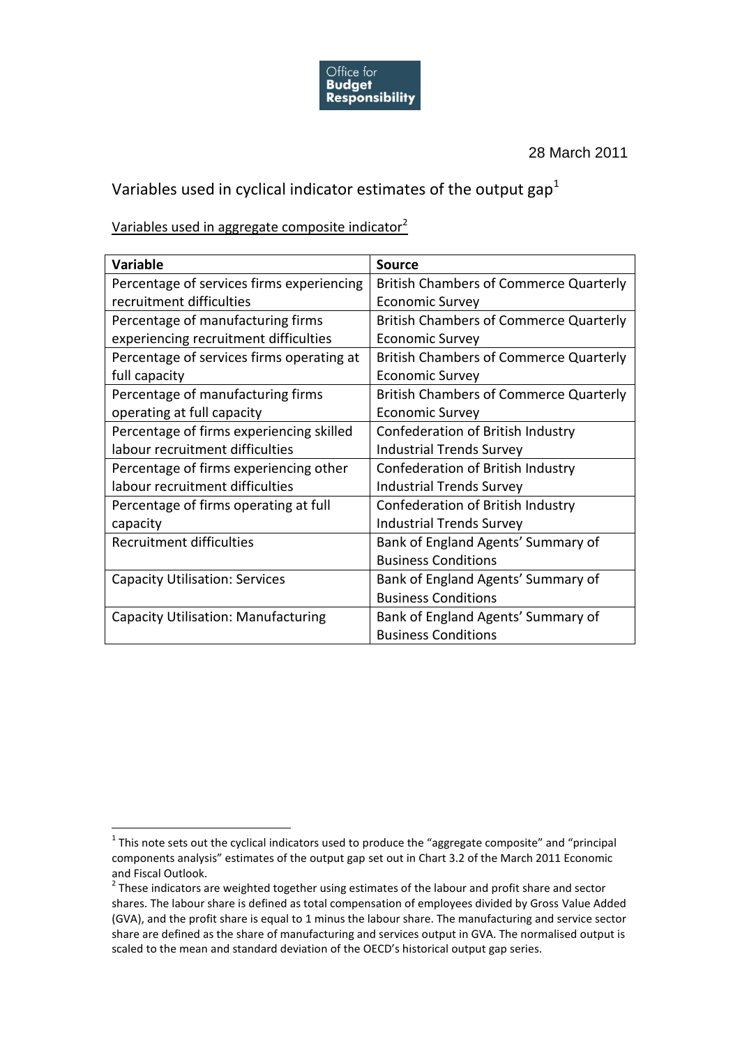Office for **Budget Responsibility**

28 March 2011

# Variables used in cyclical indicator estimates of the output gap[1]

Variables used in aggregate composite indicator[2]

| Variable | Source |
|---|---|
| Percentage of services firms experiencing recruitment difficulties | British Chambers of Commerce Quarterly Economic Survey |
| Percentage of manufacturing firms experiencing recruitment difficulties | British Chambers of Commerce Quarterly Economic Survey |
| Percentage of services firms operating at full capacity | British Chambers of Commerce Quarterly Economic Survey |
| Percentage of manufacturing firms operating at full capacity | British Chambers of Commerce Quarterly Economic Survey |
| Percentage of firms experiencing skilled labour recruitment difficulties | Confederation of British Industry Industrial Trends Survey |
| Percentage of firms experiencing other labour recruitment difficulties | Confederation of British Industry Industrial Trends Survey |
| Percentage of firms operating at full capacity | Confederation of British Industry Industrial Trends Survey |
| Recruitment difficulties | Bank of England Agents' Summary of Business Conditions |
| Capacity Utilisation: Services | Bank of England Agents' Summary of Business Conditions |
| Capacity Utilisation: Manufacturing | Bank of England Agents' Summary of Business Conditions |

[1] This note sets out the cyclical indicators used to produce the "aggregate composite" and "principal components analysis" estimates of the output gap set out in Chart 3.2 of the March 2011 Economic and Fiscal Outlook.

[2] These indicators are weighted together using estimates of the labour and profit share and sector shares. The labour share is defined as total compensation of employees divided by Gross Value Added (GVA), and the profit share is equal to 1 minus the labour share. The manufacturing and service sector share are defined as the share of manufacturing and services output in GVA. The normalised output is scaled to the mean and standard deviation of the OECD's historical output gap series.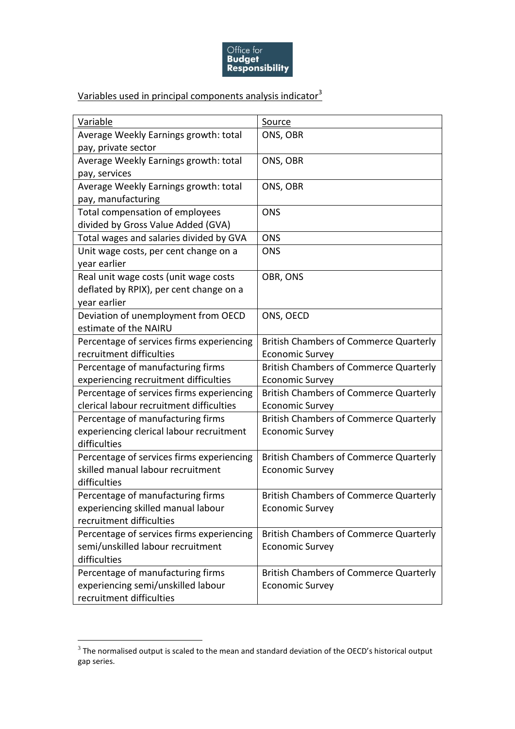Office for **Budget Responsibility**

Variables used in principal components analysis indicator[3]

| Variable | Source |
|---|---|
| Average Weekly Earnings growth: total pay, private sector | ONS, OBR |
| Average Weekly Earnings growth: total pay, services | ONS, OBR |
| Average Weekly Earnings growth: total pay, manufacturing | ONS, OBR |
| Total compensation of employees divided by Gross Value Added (GVA) | ONS |
| Total wages and salaries divided by GVA | ONS |
| Unit wage costs, per cent change on a year earlier | ONS |
| Real unit wage costs (unit wage costs deflated by RPIX), per cent change on a year earlier | OBR, ONS |
| Deviation of unemployment from OECD estimate of the NAIRU | ONS, OECD |
| Percentage of services firms experiencing recruitment difficulties | British Chambers of Commerce Quarterly Economic Survey |
| Percentage of manufacturing firms experiencing recruitment difficulties | British Chambers of Commerce Quarterly Economic Survey |
| Percentage of services firms experiencing clerical labour recruitment difficulties | British Chambers of Commerce Quarterly Economic Survey |
| Percentage of manufacturing firms experiencing clerical labour recruitment difficulties | British Chambers of Commerce Quarterly Economic Survey |
| Percentage of services firms experiencing skilled manual labour recruitment difficulties | British Chambers of Commerce Quarterly Economic Survey |
| Percentage of manufacturing firms experiencing skilled manual labour recruitment difficulties | British Chambers of Commerce Quarterly Economic Survey |
| Percentage of services firms experiencing semi/unskilled labour recruitment difficulties | British Chambers of Commerce Quarterly Economic Survey |
| Percentage of manufacturing firms experiencing semi/unskilled labour recruitment difficulties | British Chambers of Commerce Quarterly Economic Survey |

[3] The normalised output is scaled to the mean and standard deviation of the OECD's historical output gap series.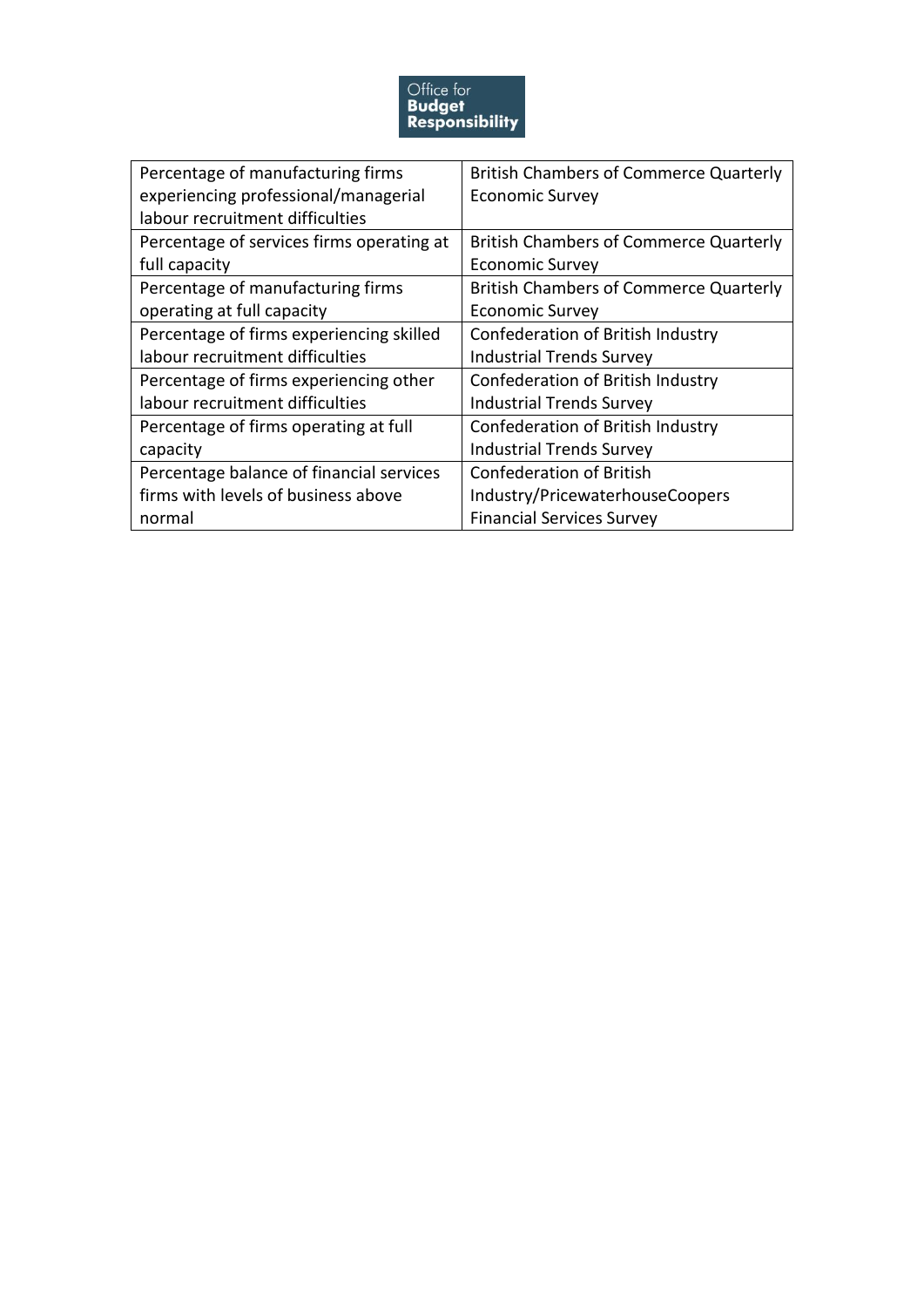| | |
|---|---|
| Percentage of manufacturing firms experiencing professional/managerial labour recruitment difficulties | British Chambers of Commerce Quarterly Economic Survey |
| Percentage of services firms operating at full capacity | British Chambers of Commerce Quarterly Economic Survey |
| Percentage of manufacturing firms operating at full capacity | British Chambers of Commerce Quarterly Economic Survey |
| Percentage of firms experiencing skilled labour recruitment difficulties | Confederation of British Industry Industrial Trends Survey |
| Percentage of firms experiencing other labour recruitment difficulties | Confederation of British Industry Industrial Trends Survey |
| Percentage of firms operating at full capacity | Confederation of British Industry Industrial Trends Survey |
| Percentage balance of financial services firms with levels of business above normal | Confederation of British Industry/PricewaterhouseCoopers Financial Services Survey |